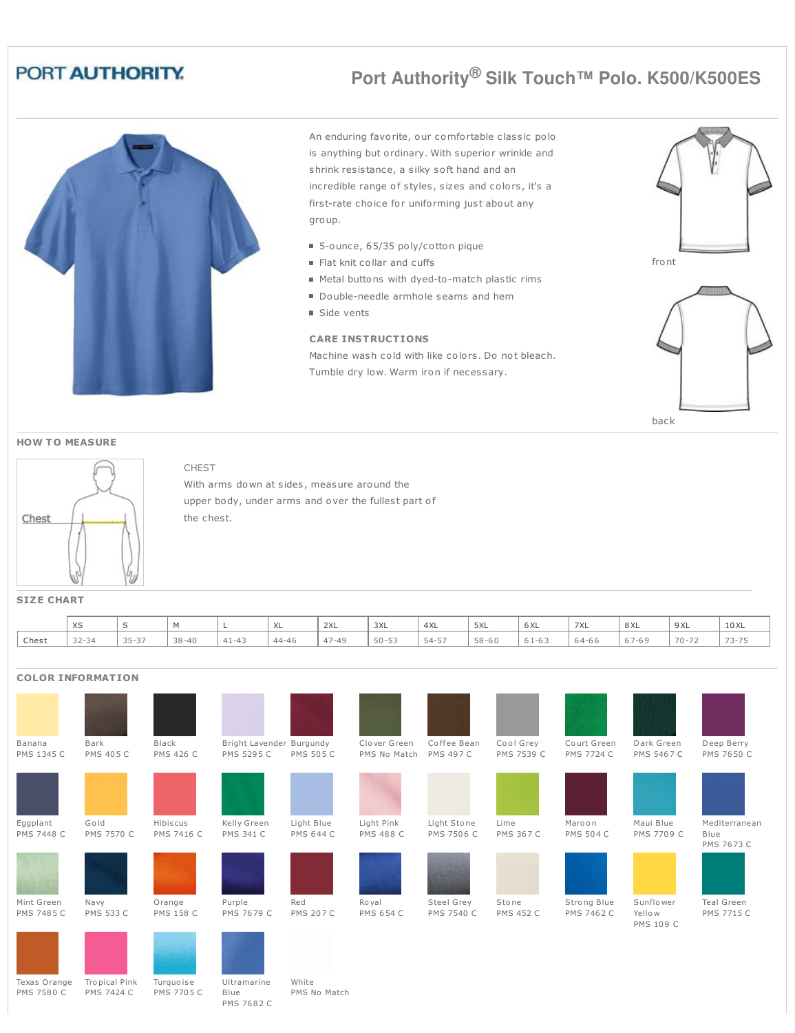PORT AUTHORITY

# Port Authority® Silk Touch™ Polo. K500/K500ES

An enduring favorite, our comfortable classic polo is anything but ordinary. With superior wrinkle and shrink resistance, a silky soft hand and an incredible range of styles, sizes and colors, it's a first-rate choice for uniforming just about any group.

- 5-ounce, 65/35 poly/cotton pique
- Flat knit collar and cuffs
- Metal buttons with dyed-to-match plastic rims
- Double-needle armhole seams and hem
- Side vents

**CARE INSTRUCTIONS**

Machine wash cold with like colors. Do not bleach. Tumble dry low. Warm iron if necessary.

front

back

## HOW TO MEASURE

Chest

CHEST

With arms down at sides, measure around the upper body, under arms and over the fullest part of the chest.

## SIZE CHART

| | XS | S | M | L | XL | 2XL | 3XL | 4XL | 5XL | 6XL | 7XL | 8XL | 9XL | 10XL |
|---|---|---|---|---|---|---|---|---|---|---|---|---|---|---|
| Chest | 32-34 | 35-37 | 38-40 | 41-43 | 44-46 | 47-49 | 50-53 | 54-57 | 58-60 | 61-63 | 64-66 | 67-69 | 70-72 | 73-75 |

## COLOR INFORMATION

| Color | PMS |
|---|---|
| Banana | PMS 1345 C |
| Bark | PMS 405 C |
| Black | PMS 426 C |
| Bright Lavender | PMS 5295 C |
| Burgundy | PMS 505 C |
| Clover Green | PMS No Match |
| Coffee Bean | PMS 497 C |
| Cool Grey | PMS 7539 C |
| Court Green | PMS 7724 C |
| Dark Green | PMS 5467 C |
| Deep Berry | PMS 7650 C |
| Eggplant | PMS 7448 C |
| Gold | PMS 7570 C |
| Hibiscus | PMS 7416 C |
| Kelly Green | PMS 341 C |
| Light Blue | PMS 644 C |
| Light Pink | PMS 488 C |
| Light Stone | PMS 7506 C |
| Lime | PMS 367 C |
| Maroon | PMS 504 C |
| Maui Blue | PMS 7709 C |
| Mediterranean Blue | PMS 7673 C |
| Mint Green | PMS 7485 C |
| Navy | PMS 533 C |
| Orange | PMS 158 C |
| Purple | PMS 7679 C |
| Red | PMS 207 C |
| Royal | PMS 654 C |
| Steel Grey | PMS 7540 C |
| Stone | PMS 452 C |
| Strong Blue | PMS 7462 C |
| Sunflower Yellow | PMS 109 C |
| Teal Green | PMS 7715 C |
| Texas Orange | PMS 7580 C |
| Tropical Pink | PMS 7424 C |
| Turquoise | PMS 7705 C |
| Ultramarine Blue | PMS 7682 C |
| White | PMS No Match |